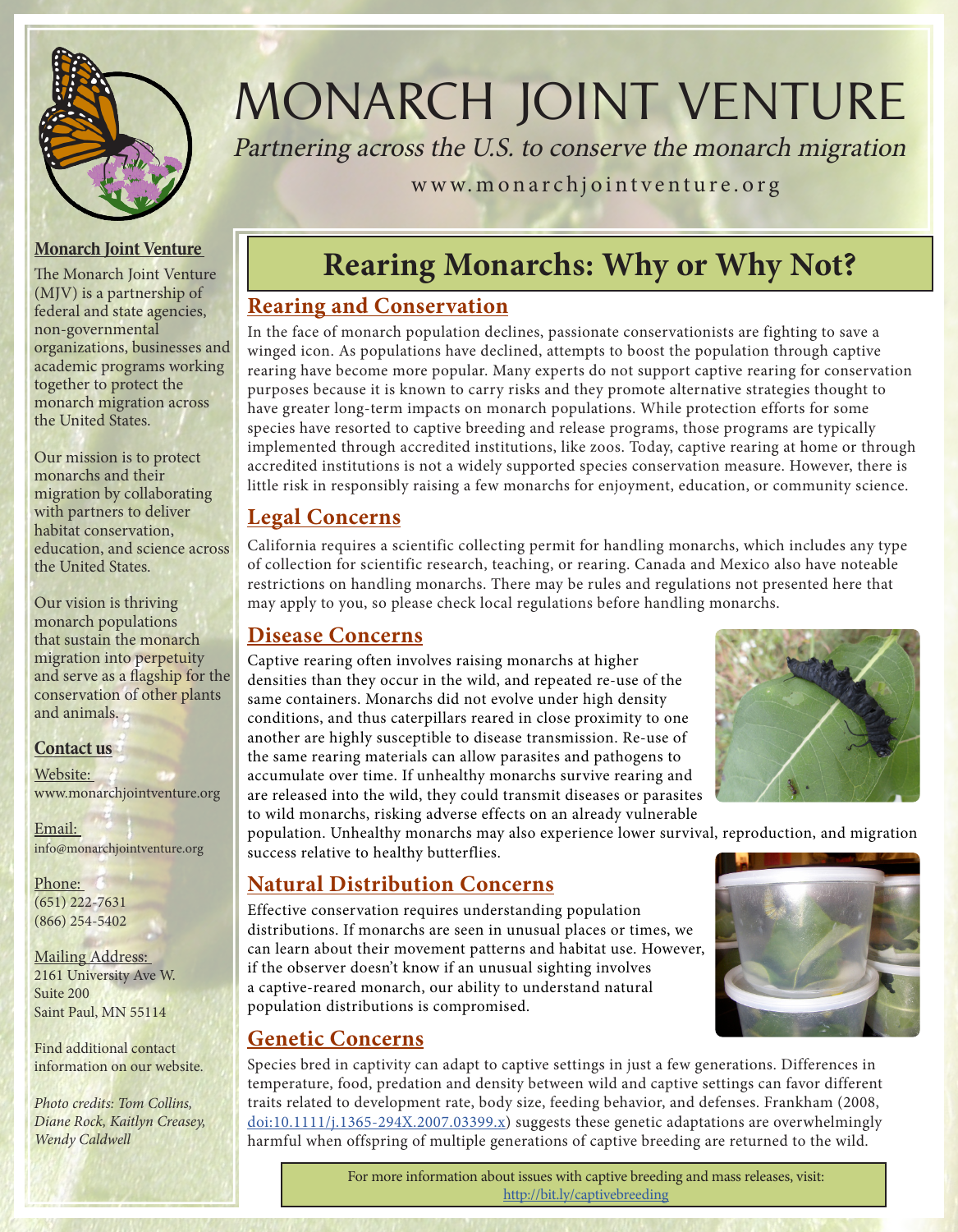# MONARCH JOINT VENTURE

*Partnering across the U.S. to conserve the monarch migration*

www.monarchjointventure.org

## Rearing Monarchs: Why or Why Not?

### Rearing and Conservation

In the face of monarch population declines, passionate conservationists are fighting to save a winged icon. As populations have declined, attempts to boost the population through captive rearing have become more popular. Many experts do not support captive rearing for conservation purposes because it is known to carry risks and they promote alternative strategies thought to have greater long-term impacts on monarch populations. While protection efforts for some species have resorted to captive breeding and release programs, those programs are typically implemented through accredited institutions, like zoos. Today, captive rearing at home or through accredited institutions is not a widely supported species conservation measure. However, there is little risk in responsibly raising a few monarchs for enjoyment, education, or community science.

### Legal Concerns

California requires a scientific collecting permit for handling monarchs, which includes any type of collection for scientific research, teaching, or rearing. Canada and Mexico also have noteable restrictions on handling monarchs. There may be rules and regulations not presented here that may apply to you, so please check local regulations before handling monarchs.

### Disease Concerns

Captive rearing often involves raising monarchs at higher densities than they occur in the wild, and repeated re-use of the same containers. Monarchs did not evolve under high density conditions, and thus caterpillars reared in close proximity to one another are highly susceptible to disease transmission. Re-use of the same rearing materials can allow parasites and pathogens to accumulate over time. If unhealthy monarchs survive rearing and are released into the wild, they could transmit diseases or parasites to wild monarchs, risking adverse effects on an already vulnerable population. Unhealthy monarchs may also experience lower survival, reproduction, and migration success relative to healthy butterflies.

### Natural Distribution Concerns

Effective conservation requires understanding population distributions. If monarchs are seen in unusual places or times, we can learn about their movement patterns and habitat use. However, if the observer doesn't know if an unusual sighting involves a captive-reared monarch, our ability to understand natural population distributions is compromised.

### Genetic Concerns

Species bred in captivity can adapt to captive settings in just a few generations. Differences in temperature, food, predation and density between wild and captive settings can favor different traits related to development rate, body size, feeding behavior, and defenses. Frankham (2008, doi:10.1111/j.1365-294X.2007.03399.x) suggests these genetic adaptations are overwhelmingly harmful when offspring of multiple generations of captive breeding are returned to the wild.

For more information about issues with captive breeding and mass releases, visit: http://bit.ly/captivebreeding

**Monarch Joint Venture**

The Monarch Joint Venture (MJV) is a partnership of federal and state agencies, non-governmental organizations, businesses and academic programs working together to protect the monarch migration across the United States.

Our mission is to protect monarchs and their migration by collaborating with partners to deliver habitat conservation, education, and science across the United States.

Our vision is thriving monarch populations that sustain the monarch migration into perpetuity and serve as a flagship for the conservation of other plants and animals.

**Contact us**

Website:
www.monarchjointventure.org

Email:
info@monarchjointventure.org

Phone:
(651) 222-7631
(866) 254-5402

Mailing Address:
2161 University Ave W.
Suite 200
Saint Paul, MN 55114

Find additional contact information on our website.

*Photo credits: Tom Collins, Diane Rock, Kaitlyn Creasey, Wendy Caldwell*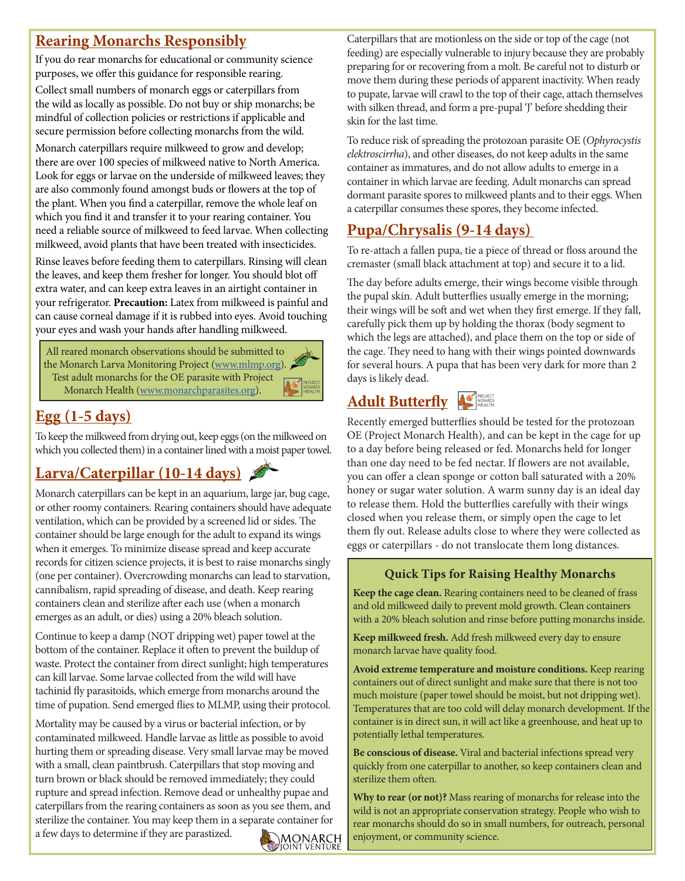## Rearing Monarchs Responsibly

If you do rear monarchs for educational or community science purposes, we offer this guidance for responsible rearing.

Collect small numbers of monarch eggs or caterpillars from the wild as locally as possible. Do not buy or ship monarchs; be mindful of collection policies or restrictions if applicable and secure permission before collecting monarchs from the wild.

Monarch caterpillars require milkweed to grow and develop; there are over 100 species of milkweed native to North America. Look for eggs or larvae on the underside of milkweed leaves; they are also commonly found amongst buds or flowers at the top of the plant. When you find a caterpillar, remove the whole leaf on which you find it and transfer it to your rearing container. You need a reliable source of milkweed to feed larvae. When collecting milkweed, avoid plants that have been treated with insecticides.

Rinse leaves before feeding them to caterpillars. Rinsing will clean the leaves, and keep them fresher for longer. You should blot off extra water, and can keep extra leaves in an airtight container in your refrigerator. **Precaution:** Latex from milkweed is painful and can cause corneal damage if it is rubbed into eyes. Avoid touching your eyes and wash your hands after handling milkweed.

All reared monarch observations should be submitted to the Monarch Larva Monitoring Project (www.mlmp.org). Test adult monarchs for the OE parasite with Project Monarch Health (www.monarchparasites.org).

## Egg (1-5 days)

To keep the milkweed from drying out, keep eggs (on the milkweed on which you collected them) in a container lined with a moist paper towel.

## Larva/Caterpillar (10-14 days)

Monarch caterpillars can be kept in an aquarium, large jar, bug cage, or other roomy containers. Rearing containers should have adequate ventilation, which can be provided by a screened lid or sides. The container should be large enough for the adult to expand its wings when it emerges. To minimize disease spread and keep accurate records for citizen science projects, it is best to raise monarchs singly (one per container). Overcrowding monarchs can lead to starvation, cannibalism, rapid spreading of disease, and death. Keep rearing containers clean and sterilize after each use (when a monarch emerges as an adult, or dies) using a 20% bleach solution.

Continue to keep a damp (NOT dripping wet) paper towel at the bottom of the container. Replace it often to prevent the buildup of waste. Protect the container from direct sunlight; high temperatures can kill larvae. Some larvae collected from the wild will have tachinid fly parasitoids, which emerge from monarchs around the time of pupation. Send emerged flies to MLMP, using their protocol.

Mortality may be caused by a virus or bacterial infection, or by contaminated milkweed. Handle larvae as little as possible to avoid hurting them or spreading disease. Very small larvae may be moved with a small, clean paintbrush. Caterpillars that stop moving and turn brown or black should be removed immediately; they could rupture and spread infection. Remove dead or unhealthy pupae and caterpillars from the rearing containers as soon as you see them, and sterilize the container. You may keep them in a separate container for a few days to determine if they are parastized.

Caterpillars that are motionless on the side or top of the cage (not feeding) are especially vulnerable to injury because they are probably preparing for or recovering from a molt. Be careful not to disturb or move them during these periods of apparent inactivity. When ready to pupate, larvae will crawl to the top of their cage, attach themselves with silken thread, and form a pre-pupal 'J' before shedding their skin for the last time.

To reduce risk of spreading the protozoan parasite OE (*Ophyrocystis elektroscirrha*), and other diseases, do not keep adults in the same container as immatures, and do not allow adults to emerge in a container in which larvae are feeding. Adult monarchs can spread dormant parasite spores to milkweed plants and to their eggs. When a caterpillar consumes these spores, they become infected.

## Pupa/Chrysalis (9-14 days)

To re-attach a fallen pupa, tie a piece of thread or floss around the cremaster (small black attachment at top) and secure it to a lid.

The day before adults emerge, their wings become visible through the pupal skin. Adult butterflies usually emerge in the morning; their wings will be soft and wet when they first emerge. If they fall, carefully pick them up by holding the thorax (body segment to which the legs are attached), and place them on the top or side of the cage. They need to hang with their wings pointed downwards for several hours. A pupa that has been very dark for more than 2 days is likely dead.

## Adult Butterfly

Recently emerged butterflies should be tested for the protozoan OE (Project Monarch Health), and can be kept in the cage for up to a day before being released or fed. Monarchs held for longer than one day need to be fed nectar. If flowers are not available, you can offer a clean sponge or cotton ball saturated with a 20% honey or sugar water solution. A warm sunny day is an ideal day to release them. Hold the butterflies carefully with their wings closed when you release them, or simply open the cage to let them fly out. Release adults close to where they were collected as eggs or caterpillars - do not translocate them long distances.

### Quick Tips for Raising Healthy Monarchs

**Keep the cage clean.** Rearing containers need to be cleaned of frass and old milkweed daily to prevent mold growth. Clean containers with a 20% bleach solution and rinse before putting monarchs inside.

**Keep milkweed fresh.** Add fresh milkweed every day to ensure monarch larvae have quality food.

**Avoid extreme temperature and moisture conditions.** Keep rearing containers out of direct sunlight and make sure that there is not too much moisture (paper towel should be moist, but not dripping wet). Temperatures that are too cold will delay monarch development. If the container is in direct sun, it will act like a greenhouse, and heat up to potentially lethal temperatures.

**Be conscious of disease.** Viral and bacterial infections spread very quickly from one caterpillar to another, so keep containers clean and sterilize them often.

**Why to rear (or not)?** Mass rearing of monarchs for release into the wild is not an appropriate conservation strategy. People who wish to rear monarchs should do so in small numbers, for outreach, personal enjoyment, or community science.

MONARCH JOINT VENTURE